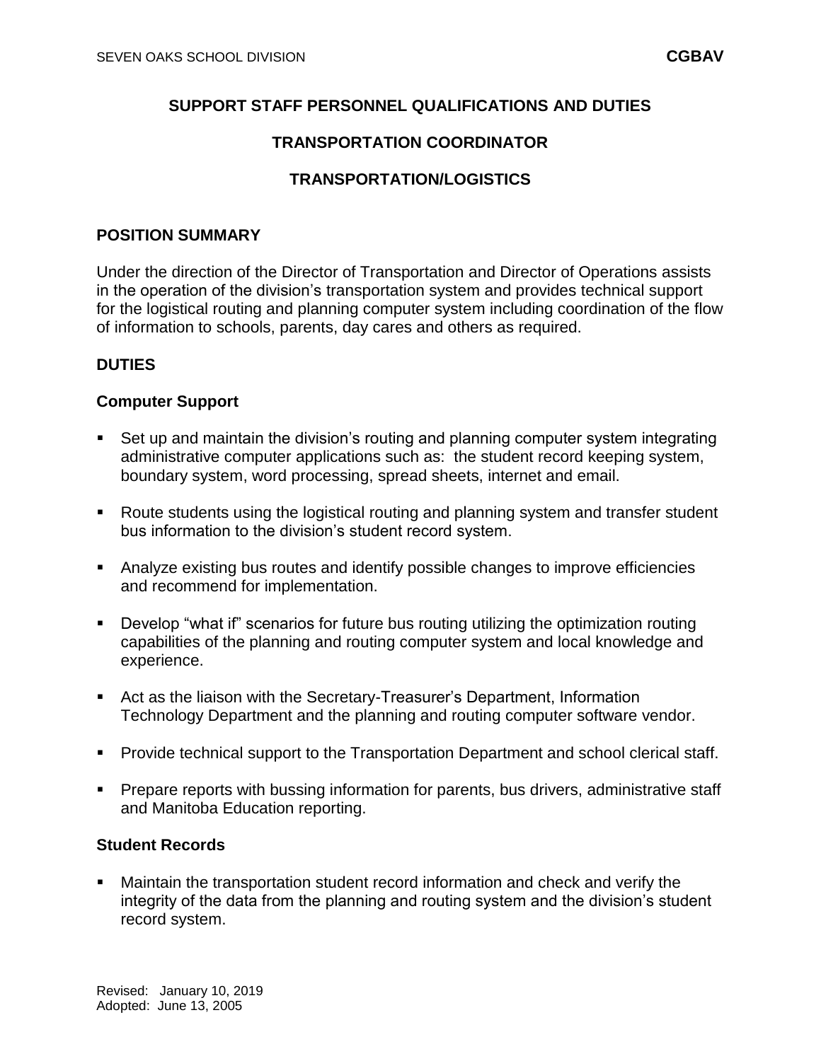# SUPPORT STAFF PERSONNEL QUALIFICATIONS AND DUTIES

## TRANSPORTATION COORDINATOR

## TRANSPORTATION/LOGISTICS

### POSITION SUMMARY

Under the direction of the Director of Transportation and Director of Operations assists in the operation of the division's transportation system and provides technical support for the logistical routing and planning computer system including coordination of the flow of information to schools, parents, day cares and others as required.

### DUTIES

#### Computer Support

- Set up and maintain the division's routing and planning computer system integrating administrative computer applications such as: the student record keeping system, boundary system, word processing, spread sheets, internet and email.
- Route students using the logistical routing and planning system and transfer student bus information to the division's student record system.
- Analyze existing bus routes and identify possible changes to improve efficiencies and recommend for implementation.
- Develop "what if" scenarios for future bus routing utilizing the optimization routing capabilities of the planning and routing computer system and local knowledge and experience.
- Act as the liaison with the Secretary-Treasurer's Department, Information Technology Department and the planning and routing computer software vendor.
- Provide technical support to the Transportation Department and school clerical staff.
- Prepare reports with bussing information for parents, bus drivers, administrative staff and Manitoba Education reporting.

#### Student Records

- Maintain the transportation student record information and check and verify the integrity of the data from the planning and routing system and the division's student record system.

Revised: January 10, 2019
Adopted: June 13, 2005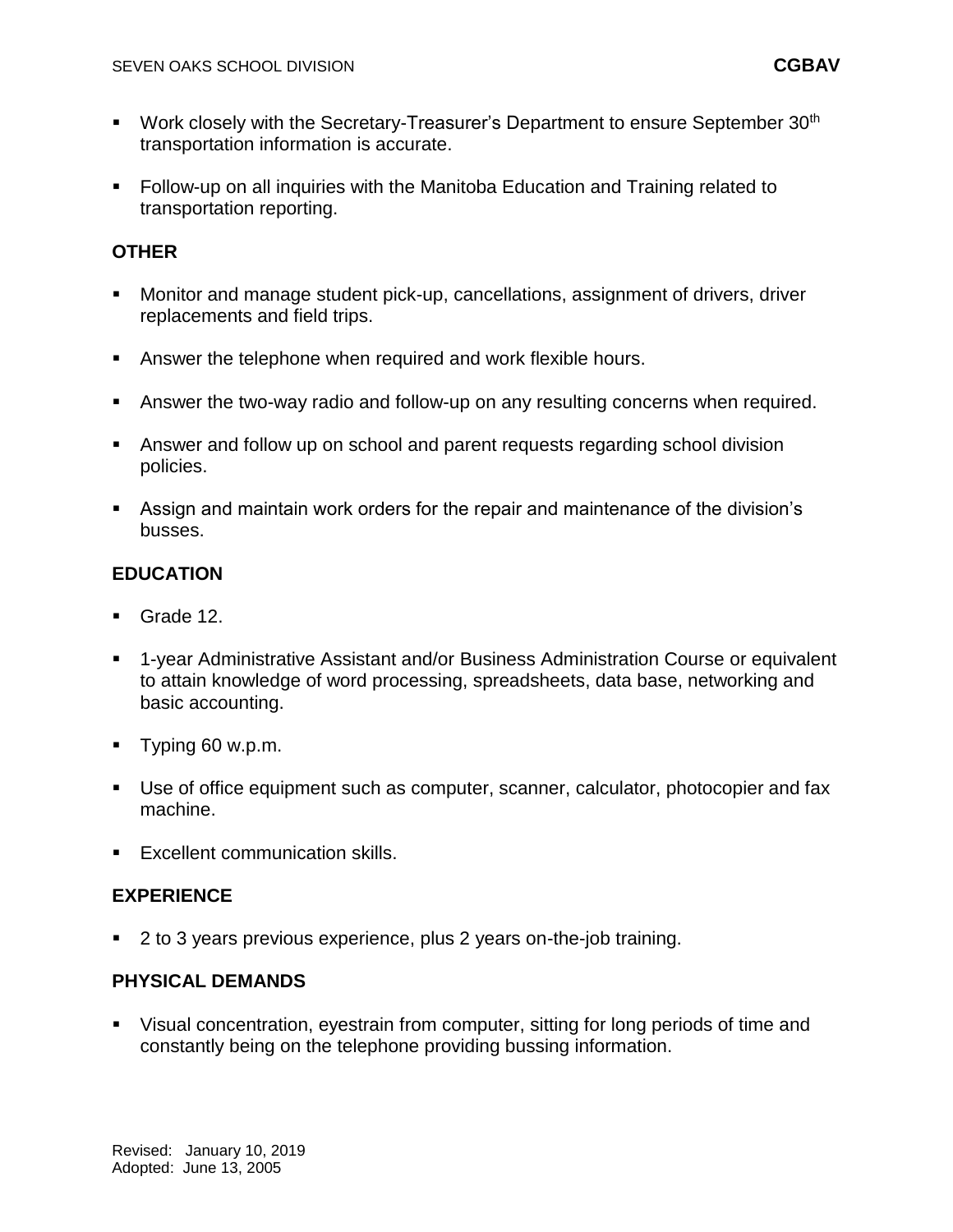- Work closely with the Secretary-Treasurer's Department to ensure September 30th transportation information is accurate.

- Follow-up on all inquiries with the Manitoba Education and Training related to transportation reporting.

**OTHER**

- Monitor and manage student pick-up, cancellations, assignment of drivers, driver replacements and field trips.

- Answer the telephone when required and work flexible hours.

- Answer the two-way radio and follow-up on any resulting concerns when required.

- Answer and follow up on school and parent requests regarding school division policies.

- Assign and maintain work orders for the repair and maintenance of the division's busses.

**EDUCATION**

- Grade 12.

- 1-year Administrative Assistant and/or Business Administration Course or equivalent to attain knowledge of word processing, spreadsheets, data base, networking and basic accounting.

- Typing 60 w.p.m.

- Use of office equipment such as computer, scanner, calculator, photocopier and fax machine.

- Excellent communication skills.

**EXPERIENCE**

- 2 to 3 years previous experience, plus 2 years on-the-job training.

**PHYSICAL DEMANDS**

- Visual concentration, eyestrain from computer, sitting for long periods of time and constantly being on the telephone providing bussing information.

Revised: January 10, 2019
Adopted: June 13, 2005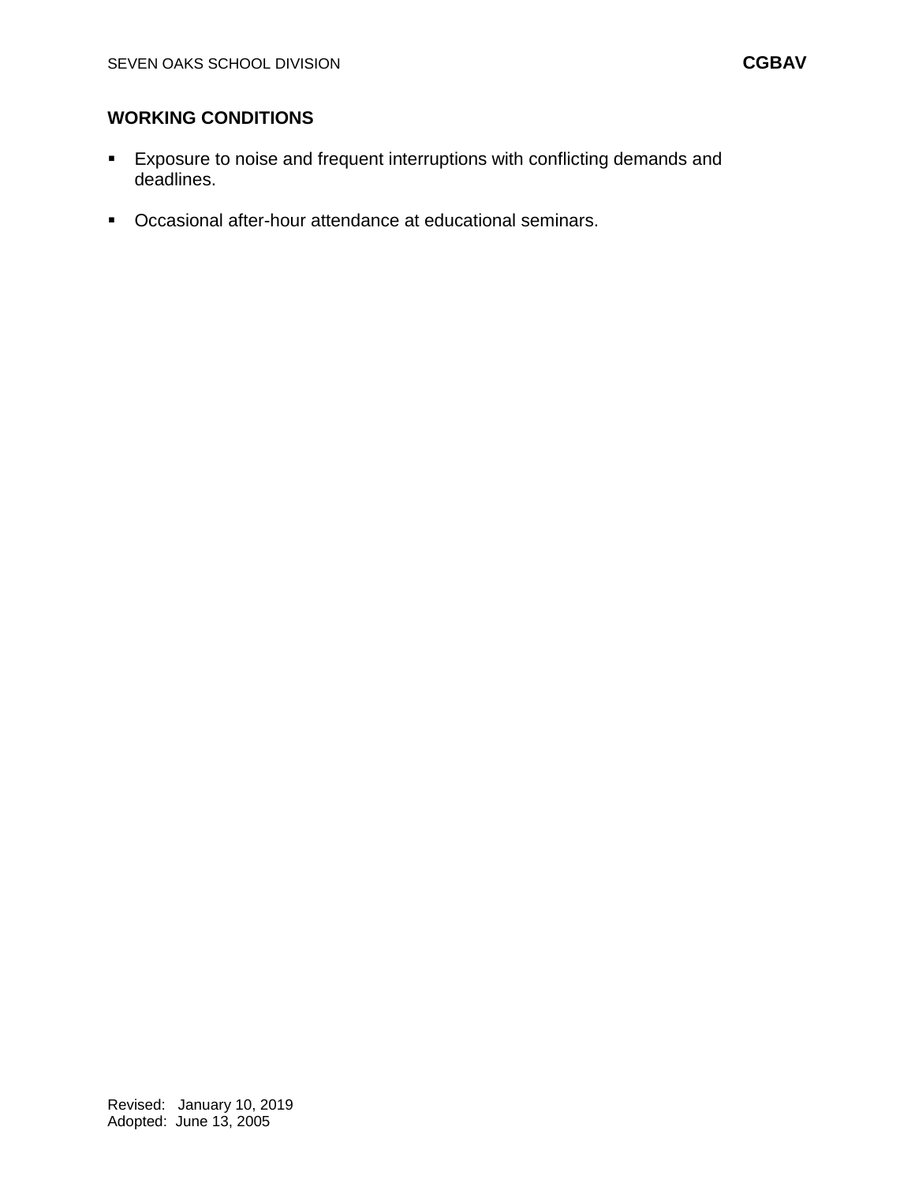## WORKING CONDITIONS

- Exposure to noise and frequent interruptions with conflicting demands and deadlines.
- Occasional after-hour attendance at educational seminars.

Revised: January 10, 2019
Adopted: June 13, 2005